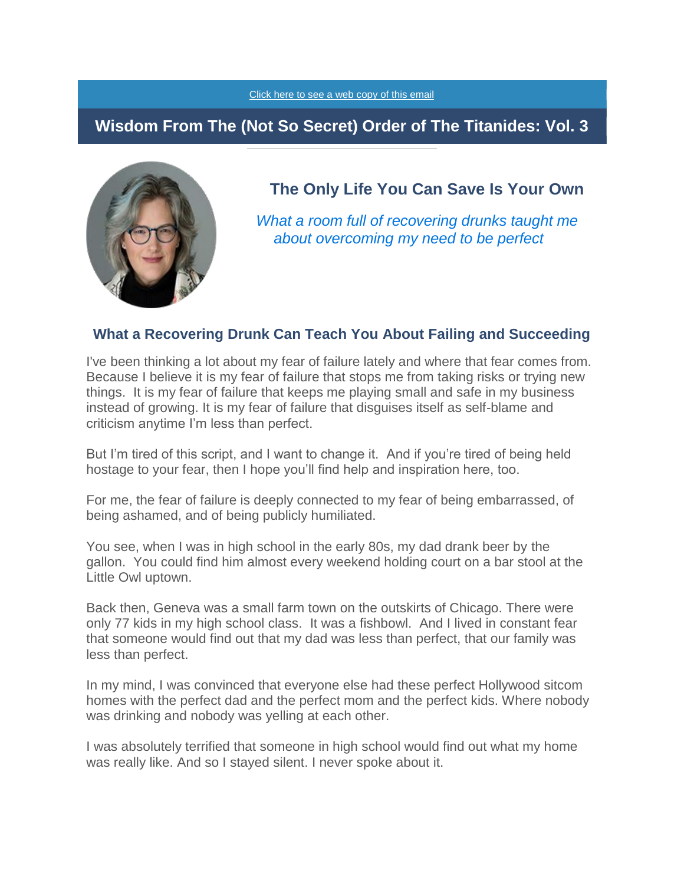Click here to see a web copy of this email

# Wisdom From The (Not So Secret) Order of The Titanides: Vol. 3

## The Only Life You Can Save Is Your Own

*What a room full of recovering drunks taught me about overcoming my need to be perfect*

### What a Recovering Drunk Can Teach You About Failing and Succeeding

I've been thinking a lot about my fear of failure lately and where that fear comes from. Because I believe it is my fear of failure that stops me from taking risks or trying new things. It is my fear of failure that keeps me playing small and safe in my business instead of growing. It is my fear of failure that disguises itself as self-blame and criticism anytime I'm less than perfect.

But I'm tired of this script, and I want to change it. And if you're tired of being held hostage to your fear, then I hope you'll find help and inspiration here, too.

For me, the fear of failure is deeply connected to my fear of being embarrassed, of being ashamed, and of being publicly humiliated.

You see, when I was in high school in the early 80s, my dad drank beer by the gallon. You could find him almost every weekend holding court on a bar stool at the Little Owl uptown.

Back then, Geneva was a small farm town on the outskirts of Chicago. There were only 77 kids in my high school class. It was a fishbowl. And I lived in constant fear that someone would find out that my dad was less than perfect, that our family was less than perfect.

In my mind, I was convinced that everyone else had these perfect Hollywood sitcom homes with the perfect dad and the perfect mom and the perfect kids. Where nobody was drinking and nobody was yelling at each other.

I was absolutely terrified that someone in high school would find out what my home was really like. And so I stayed silent. I never spoke about it.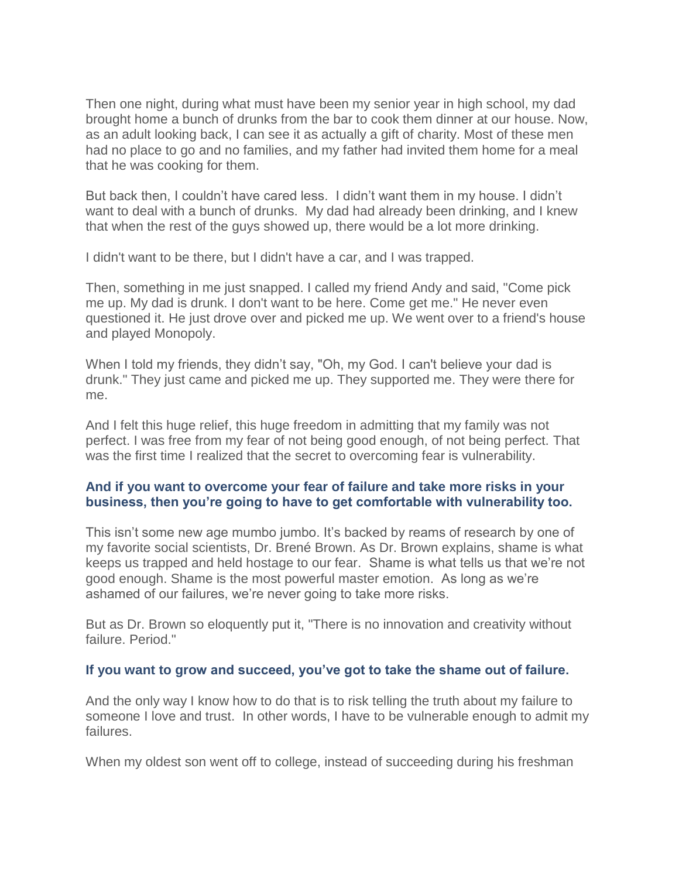Then one night, during what must have been my senior year in high school, my dad brought home a bunch of drunks from the bar to cook them dinner at our house. Now, as an adult looking back, I can see it as actually a gift of charity. Most of these men had no place to go and no families, and my father had invited them home for a meal that he was cooking for them.

But back then, I couldn't have cared less. I didn't want them in my house. I didn't want to deal with a bunch of drunks. My dad had already been drinking, and I knew that when the rest of the guys showed up, there would be a lot more drinking.

I didn't want to be there, but I didn't have a car, and I was trapped.

Then, something in me just snapped. I called my friend Andy and said, "Come pick me up. My dad is drunk. I don't want to be here. Come get me." He never even questioned it. He just drove over and picked me up. We went over to a friend's house and played Monopoly.

When I told my friends, they didn't say, "Oh, my God. I can't believe your dad is drunk." They just came and picked me up. They supported me. They were there for me.

And I felt this huge relief, this huge freedom in admitting that my family was not perfect. I was free from my fear of not being good enough, of not being perfect. That was the first time I realized that the secret to overcoming fear is vulnerability.

**And if you want to overcome your fear of failure and take more risks in your business, then you're going to have to get comfortable with vulnerability too.**

This isn't some new age mumbo jumbo. It's backed by reams of research by one of my favorite social scientists, Dr. Brené Brown. As Dr. Brown explains, shame is what keeps us trapped and held hostage to our fear. Shame is what tells us that we're not good enough. Shame is the most powerful master emotion. As long as we're ashamed of our failures, we're never going to take more risks.

But as Dr. Brown so eloquently put it, "There is no innovation and creativity without failure. Period."

**If you want to grow and succeed, you've got to take the shame out of failure.**

And the only way I know how to do that is to risk telling the truth about my failure to someone I love and trust. In other words, I have to be vulnerable enough to admit my failures.

When my oldest son went off to college, instead of succeeding during his freshman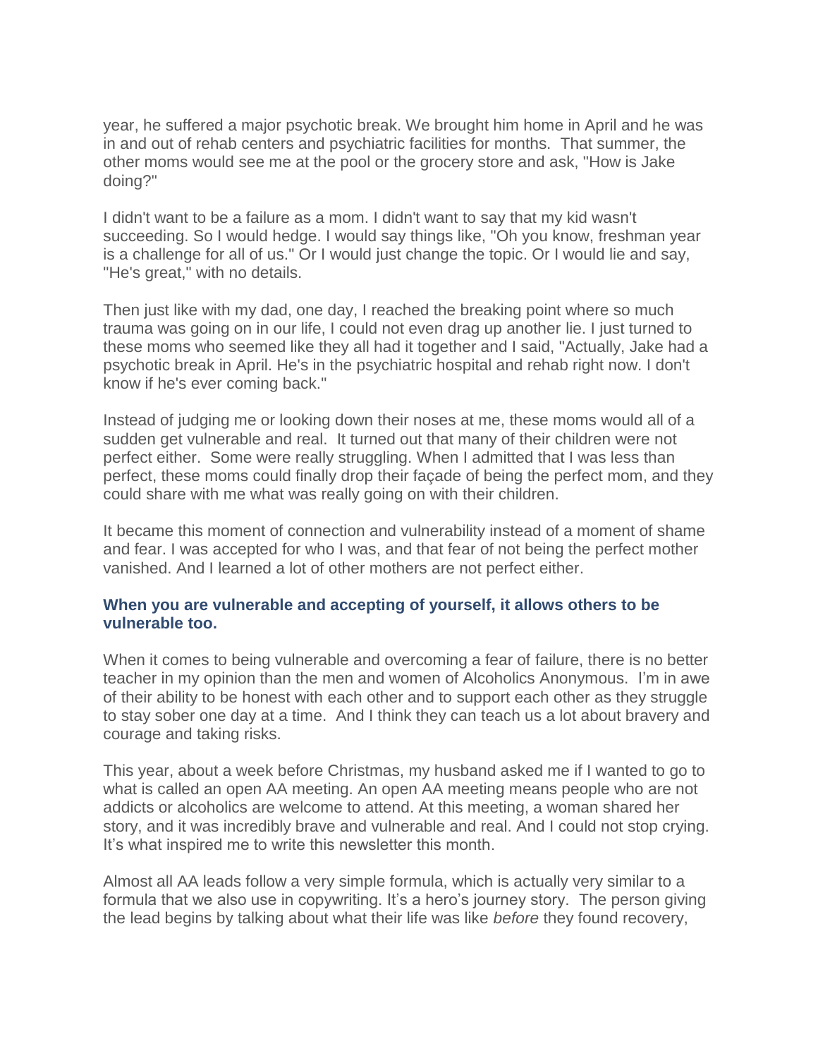year, he suffered a major psychotic break. We brought him home in April and he was in and out of rehab centers and psychiatric facilities for months. That summer, the other moms would see me at the pool or the grocery store and ask, "How is Jake doing?"

I didn't want to be a failure as a mom. I didn't want to say that my kid wasn't succeeding. So I would hedge. I would say things like, "Oh you know, freshman year is a challenge for all of us." Or I would just change the topic. Or I would lie and say, "He's great," with no details.

Then just like with my dad, one day, I reached the breaking point where so much trauma was going on in our life, I could not even drag up another lie. I just turned to these moms who seemed like they all had it together and I said, "Actually, Jake had a psychotic break in April. He's in the psychiatric hospital and rehab right now. I don't know if he's ever coming back."

Instead of judging me or looking down their noses at me, these moms would all of a sudden get vulnerable and real. It turned out that many of their children were not perfect either. Some were really struggling. When I admitted that I was less than perfect, these moms could finally drop their façade of being the perfect mom, and they could share with me what was really going on with their children.

It became this moment of connection and vulnerability instead of a moment of shame and fear. I was accepted for who I was, and that fear of not being the perfect mother vanished. And I learned a lot of other mothers are not perfect either.

**When you are vulnerable and accepting of yourself, it allows others to be vulnerable too.**

When it comes to being vulnerable and overcoming a fear of failure, there is no better teacher in my opinion than the men and women of Alcoholics Anonymous. I'm in awe of their ability to be honest with each other and to support each other as they struggle to stay sober one day at a time. And I think they can teach us a lot about bravery and courage and taking risks.

This year, about a week before Christmas, my husband asked me if I wanted to go to what is called an open AA meeting. An open AA meeting means people who are not addicts or alcoholics are welcome to attend. At this meeting, a woman shared her story, and it was incredibly brave and vulnerable and real. And I could not stop crying. It's what inspired me to write this newsletter this month.

Almost all AA leads follow a very simple formula, which is actually very similar to a formula that we also use in copywriting. It's a hero's journey story. The person giving the lead begins by talking about what their life was like *before* they found recovery,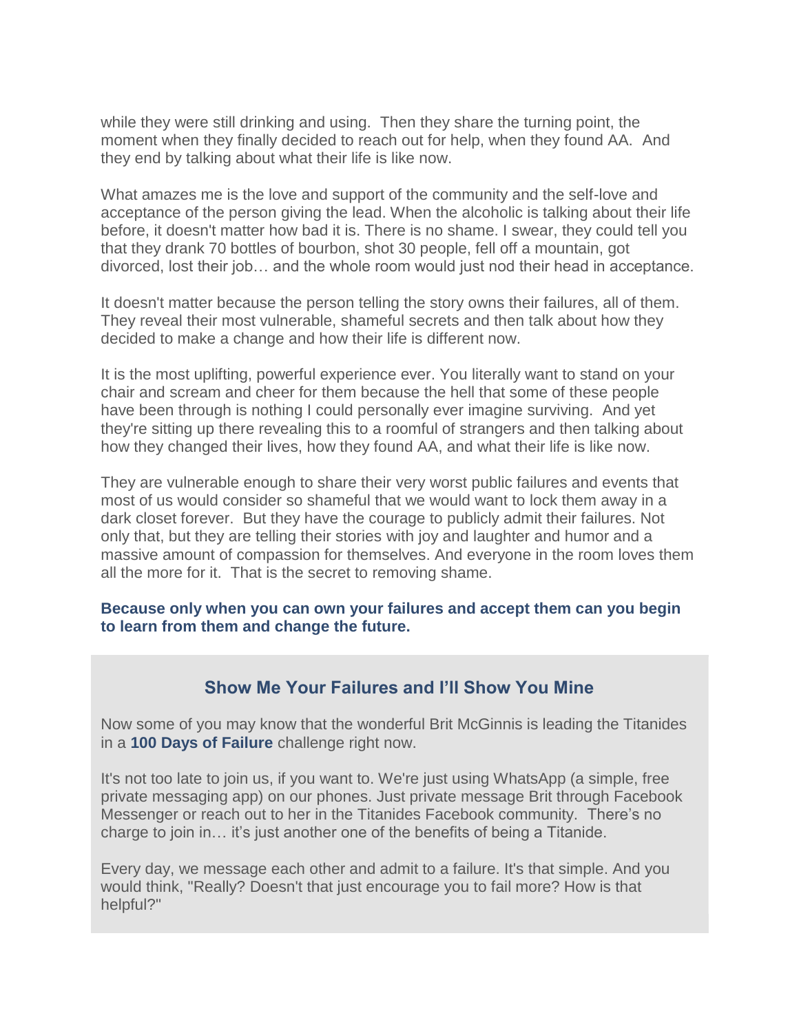while they were still drinking and using. Then they share the turning point, the moment when they finally decided to reach out for help, when they found AA. And they end by talking about what their life is like now.

What amazes me is the love and support of the community and the self-love and acceptance of the person giving the lead. When the alcoholic is talking about their life before, it doesn't matter how bad it is. There is no shame. I swear, they could tell you that they drank 70 bottles of bourbon, shot 30 people, fell off a mountain, got divorced, lost their job… and the whole room would just nod their head in acceptance.

It doesn't matter because the person telling the story owns their failures, all of them. They reveal their most vulnerable, shameful secrets and then talk about how they decided to make a change and how their life is different now.

It is the most uplifting, powerful experience ever. You literally want to stand on your chair and scream and cheer for them because the hell that some of these people have been through is nothing I could personally ever imagine surviving. And yet they're sitting up there revealing this to a roomful of strangers and then talking about how they changed their lives, how they found AA, and what their life is like now.

They are vulnerable enough to share their very worst public failures and events that most of us would consider so shameful that we would want to lock them away in a dark closet forever. But they have the courage to publicly admit their failures. Not only that, but they are telling their stories with joy and laughter and humor and a massive amount of compassion for themselves. And everyone in the room loves them all the more for it. That is the secret to removing shame.

**Because only when you can own your failures and accept them can you begin to learn from them and change the future.**

## Show Me Your Failures and I'll Show You Mine

Now some of you may know that the wonderful Brit McGinnis is leading the Titanides in a **100 Days of Failure** challenge right now.

It's not too late to join us, if you want to. We're just using WhatsApp (a simple, free private messaging app) on our phones. Just private message Brit through Facebook Messenger or reach out to her in the Titanides Facebook community. There's no charge to join in… it's just another one of the benefits of being a Titanide.

Every day, we message each other and admit to a failure. It's that simple. And you would think, "Really? Doesn't that just encourage you to fail more? How is that helpful?"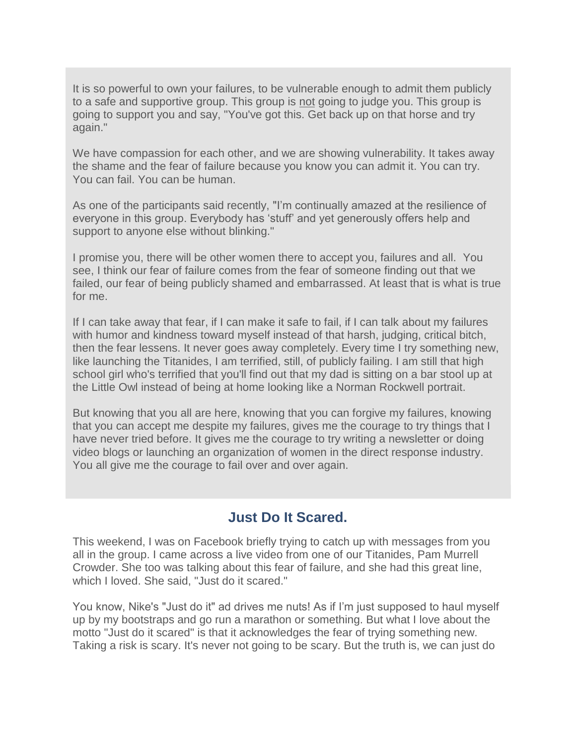It is so powerful to own your failures, to be vulnerable enough to admit them publicly to a safe and supportive group. This group is <u>not</u> going to judge you. This group is going to support you and say, "You've got this. Get back up on that horse and try again."

We have compassion for each other, and we are showing vulnerability. It takes away the shame and the fear of failure because you know you can admit it. You can try. You can fail. You can be human.

As one of the participants said recently, "I'm continually amazed at the resilience of everyone in this group. Everybody has 'stuff' and yet generously offers help and support to anyone else without blinking."

I promise you, there will be other women there to accept you, failures and all. You see, I think our fear of failure comes from the fear of someone finding out that we failed, our fear of being publicly shamed and embarrassed. At least that is what is true for me.

If I can take away that fear, if I can make it safe to fail, if I can talk about my failures with humor and kindness toward myself instead of that harsh, judging, critical bitch, then the fear lessens. It never goes away completely. Every time I try something new, like launching the Titanides, I am terrified, still, of publicly failing. I am still that high school girl who's terrified that you'll find out that my dad is sitting on a bar stool up at the Little Owl instead of being at home looking like a Norman Rockwell portrait.

But knowing that you all are here, knowing that you can forgive my failures, knowing that you can accept me despite my failures, gives me the courage to try things that I have never tried before. It gives me the courage to try writing a newsletter or doing video blogs or launching an organization of women in the direct response industry. You all give me the courage to fail over and over again.

## Just Do It Scared.

This weekend, I was on Facebook briefly trying to catch up with messages from you all in the group. I came across a live video from one of our Titanides, Pam Murrell Crowder. She too was talking about this fear of failure, and she had this great line, which I loved. She said, "Just do it scared."

You know, Nike's "Just do it" ad drives me nuts! As if I'm just supposed to haul myself up by my bootstraps and go run a marathon or something. But what I love about the motto "Just do it scared" is that it acknowledges the fear of trying something new. Taking a risk is scary. It's never not going to be scary. But the truth is, we can just do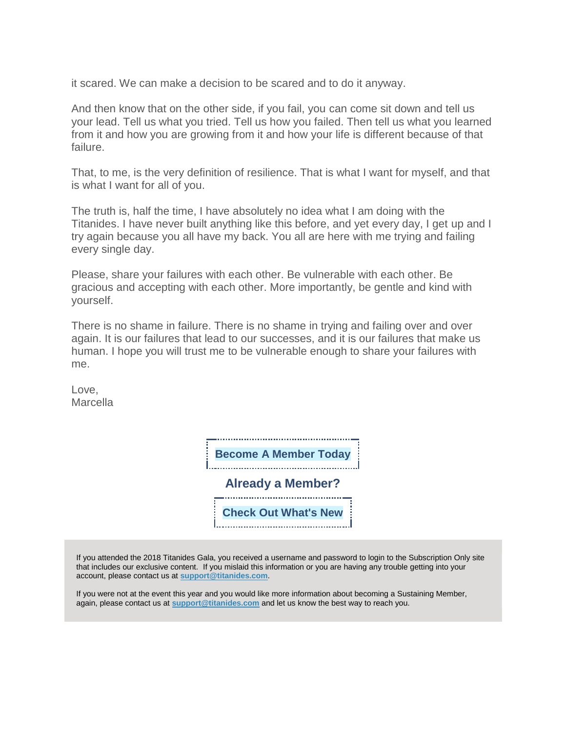it scared. We can make a decision to be scared and to do it anyway.

And then know that on the other side, if you fail, you can come sit down and tell us your lead. Tell us what you tried. Tell us how you failed. Then tell us what you learned from it and how you are growing from it and how your life is different because of that failure.

That, to me, is the very definition of resilience. That is what I want for myself, and that is what I want for all of you.

The truth is, half the time, I have absolutely no idea what I am doing with the Titanides. I have never built anything like this before, and yet every day, I get up and I try again because you all have my back. You all are here with me trying and failing every single day.

Please, share your failures with each other. Be vulnerable with each other. Be gracious and accepting with each other. More importantly, be gentle and kind with yourself.

There is no shame in failure. There is no shame in trying and failing over and over again. It is our failures that lead to our successes, and it is our failures that make us human. I hope you will trust me to be vulnerable enough to share your failures with me.

Love,
Marcella

**Become A Member Today**

**Already a Member?**

**Check Out What's New**

If you attended the 2018 Titanides Gala, you received a username and password to login to the Subscription Only site that includes our exclusive content. If you mislaid this information or you are having any trouble getting into your account, please contact us at **support@titanides.com**.

If you were not at the event this year and you would like more information about becoming a Sustaining Member, again, please contact us at **support@titanides.com** and let us know the best way to reach you.